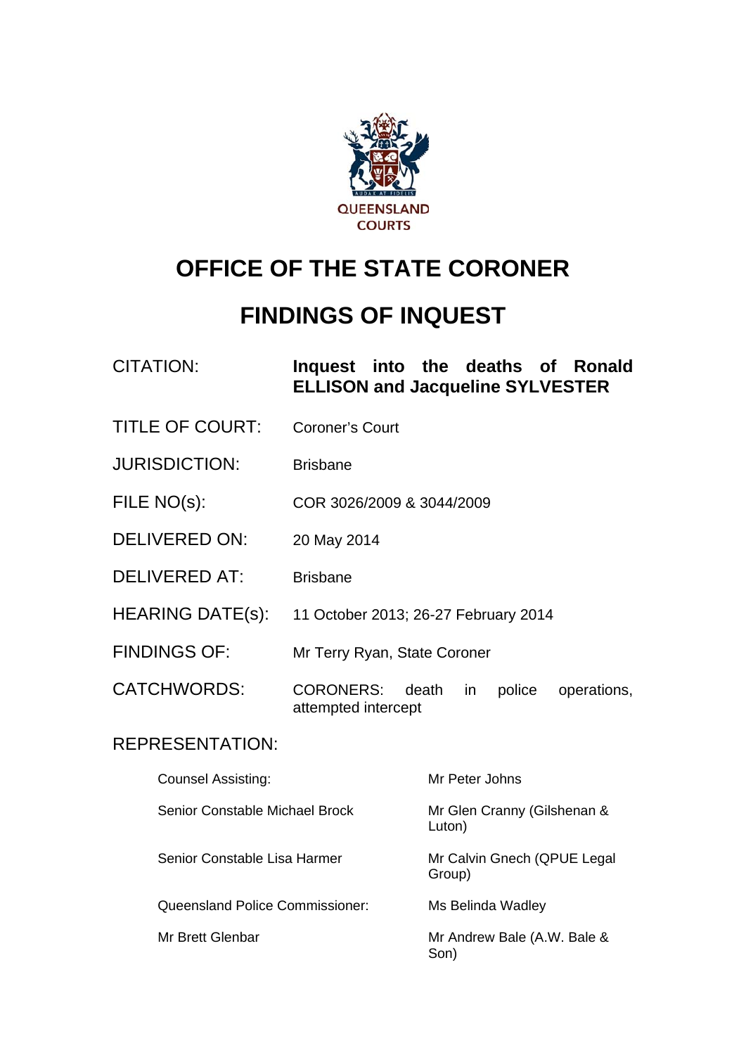QUEENSLAND COURTS

# OFFICE OF THE STATE CORONER

# FINDINGS OF INQUEST

| | |
|---|---|
| CITATION: | **Inquest into the deaths of Ronald ELLISON and Jacqueline SYLVESTER** |
| TITLE OF COURT: | Coroner's Court |
| JURISDICTION: | Brisbane |
| FILE NO(s): | COR 3026/2009 & 3044/2009 |
| DELIVERED ON: | 20 May 2014 |
| DELIVERED AT: | Brisbane |
| HEARING DATE(s): | 11 October 2013; 26-27 February 2014 |
| FINDINGS OF: | Mr Terry Ryan, State Coroner |
| CATCHWORDS: | CORONERS: death in police operations, attempted intercept |

REPRESENTATION:

| | |
|---|---|
| Counsel Assisting: | Mr Peter Johns |
| Senior Constable Michael Brock | Mr Glen Cranny (Gilshenan & Luton) |
| Senior Constable Lisa Harmer | Mr Calvin Gnech (QPUE Legal Group) |
| Queensland Police Commissioner: | Ms Belinda Wadley |
| Mr Brett Glenbar | Mr Andrew Bale (A.W. Bale & Son) |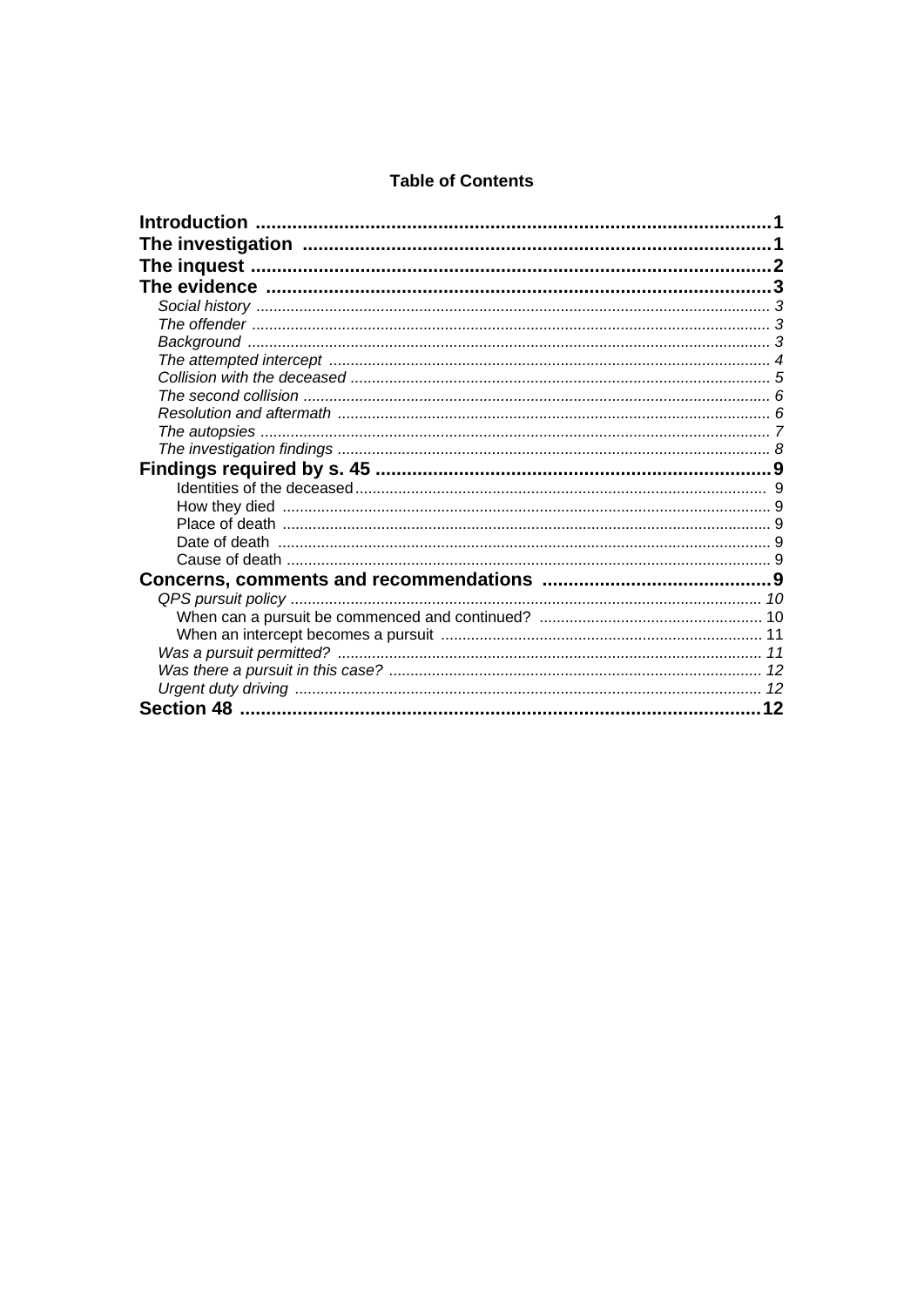**Table of Contents**

**Introduction** .................................................................................... 1
**The investigation** .............................................................................. 1
**The inquest** ....................................................................................... 2
**The evidence** .................................................................................... 3
- *Social history* .................................................................................. 3
- *The offender* ................................................................................... 3
- *Background* ..................................................................................... 3
- *The attempted intercept* ................................................................. 4
- *Collision with the deceased* ............................................................ 5
- *The second collision* ....................................................................... 6
- *Resolution and aftermath* ............................................................... 6
- *The autopsies* .................................................................................. 7
- *The investigation findings* ............................................................... 8

**Findings required by s. 45** ................................................................. 9
- Identities of the deceased ................................................................ 9
- How they died .................................................................................. 9
- Place of death ................................................................................... 9
- Date of death .................................................................................... 9
- Cause of death .................................................................................. 9

**Concerns, comments and recommendations** ..................................... 9
- *QPS pursuit policy* ............................................................................ 10
  - When can a pursuit be commenced and continued? .................... 10
  - When an intercept becomes a pursuit .......................................... 11
- *Was a pursuit permitted?* ................................................................. 11
- *Was there a pursuit in this case?* ..................................................... 12
- *Urgent duty driving* ........................................................................... 12

**Section 48** .......................................................................................... 12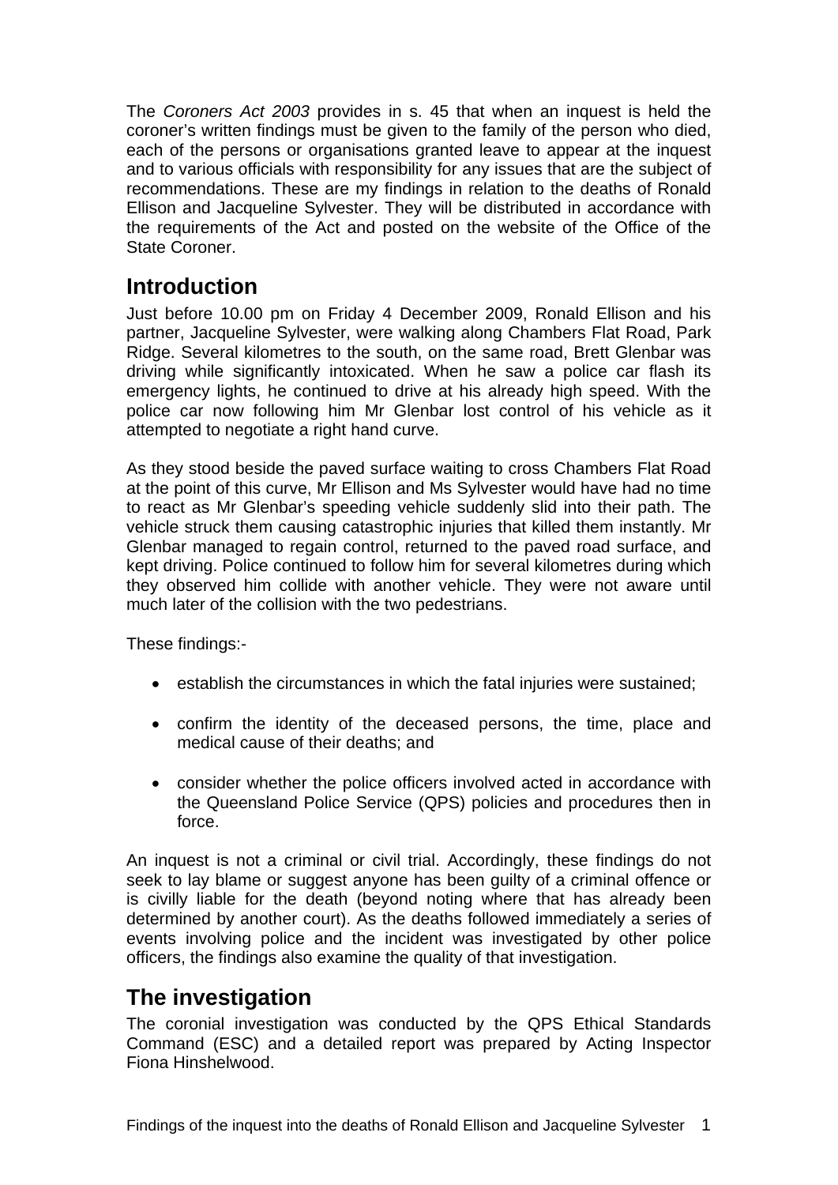The *Coroners Act 2003* provides in s. 45 that when an inquest is held the coroner's written findings must be given to the family of the person who died, each of the persons or organisations granted leave to appear at the inquest and to various officials with responsibility for any issues that are the subject of recommendations. These are my findings in relation to the deaths of Ronald Ellison and Jacqueline Sylvester. They will be distributed in accordance with the requirements of the Act and posted on the website of the Office of the State Coroner.

## Introduction

Just before 10.00 pm on Friday 4 December 2009, Ronald Ellison and his partner, Jacqueline Sylvester, were walking along Chambers Flat Road, Park Ridge. Several kilometres to the south, on the same road, Brett Glenbar was driving while significantly intoxicated. When he saw a police car flash its emergency lights, he continued to drive at his already high speed. With the police car now following him Mr Glenbar lost control of his vehicle as it attempted to negotiate a right hand curve.

As they stood beside the paved surface waiting to cross Chambers Flat Road at the point of this curve, Mr Ellison and Ms Sylvester would have had no time to react as Mr Glenbar's speeding vehicle suddenly slid into their path. The vehicle struck them causing catastrophic injuries that killed them instantly. Mr Glenbar managed to regain control, returned to the paved road surface, and kept driving. Police continued to follow him for several kilometres during which they observed him collide with another vehicle. They were not aware until much later of the collision with the two pedestrians.

These findings:-

- establish the circumstances in which the fatal injuries were sustained;
- confirm the identity of the deceased persons, the time, place and medical cause of their deaths; and
- consider whether the police officers involved acted in accordance with the Queensland Police Service (QPS) policies and procedures then in force.

An inquest is not a criminal or civil trial. Accordingly, these findings do not seek to lay blame or suggest anyone has been guilty of a criminal offence or is civilly liable for the death (beyond noting where that has already been determined by another court). As the deaths followed immediately a series of events involving police and the incident was investigated by other police officers, the findings also examine the quality of that investigation.

## The investigation

The coronial investigation was conducted by the QPS Ethical Standards Command (ESC) and a detailed report was prepared by Acting Inspector Fiona Hinshelwood.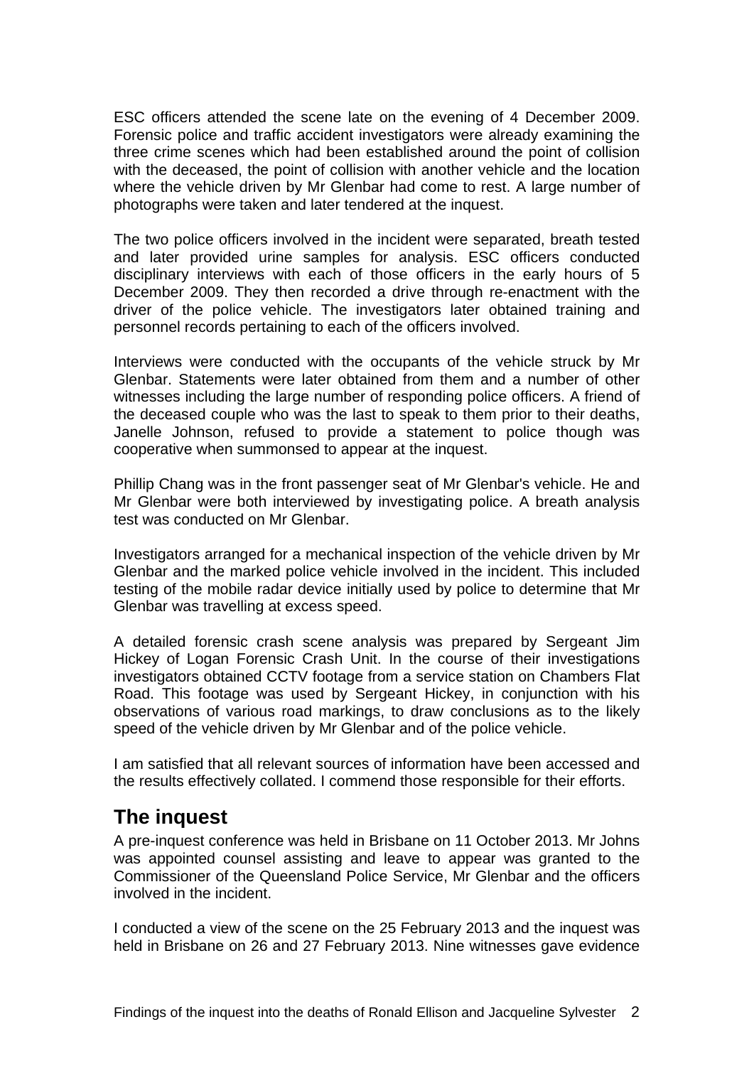ESC officers attended the scene late on the evening of 4 December 2009. Forensic police and traffic accident investigators were already examining the three crime scenes which had been established around the point of collision with the deceased, the point of collision with another vehicle and the location where the vehicle driven by Mr Glenbar had come to rest. A large number of photographs were taken and later tendered at the inquest.

The two police officers involved in the incident were separated, breath tested and later provided urine samples for analysis. ESC officers conducted disciplinary interviews with each of those officers in the early hours of 5 December 2009. They then recorded a drive through re-enactment with the driver of the police vehicle. The investigators later obtained training and personnel records pertaining to each of the officers involved.

Interviews were conducted with the occupants of the vehicle struck by Mr Glenbar. Statements were later obtained from them and a number of other witnesses including the large number of responding police officers. A friend of the deceased couple who was the last to speak to them prior to their deaths, Janelle Johnson, refused to provide a statement to police though was cooperative when summonsed to appear at the inquest.

Phillip Chang was in the front passenger seat of Mr Glenbar's vehicle. He and Mr Glenbar were both interviewed by investigating police. A breath analysis test was conducted on Mr Glenbar.

Investigators arranged for a mechanical inspection of the vehicle driven by Mr Glenbar and the marked police vehicle involved in the incident. This included testing of the mobile radar device initially used by police to determine that Mr Glenbar was travelling at excess speed.

A detailed forensic crash scene analysis was prepared by Sergeant Jim Hickey of Logan Forensic Crash Unit. In the course of their investigations investigators obtained CCTV footage from a service station on Chambers Flat Road. This footage was used by Sergeant Hickey, in conjunction with his observations of various road markings, to draw conclusions as to the likely speed of the vehicle driven by Mr Glenbar and of the police vehicle.

I am satisfied that all relevant sources of information have been accessed and the results effectively collated. I commend those responsible for their efforts.

## The inquest

A pre-inquest conference was held in Brisbane on 11 October 2013. Mr Johns was appointed counsel assisting and leave to appear was granted to the Commissioner of the Queensland Police Service, Mr Glenbar and the officers involved in the incident.

I conducted a view of the scene on the 25 February 2013 and the inquest was held in Brisbane on 26 and 27 February 2013. Nine witnesses gave evidence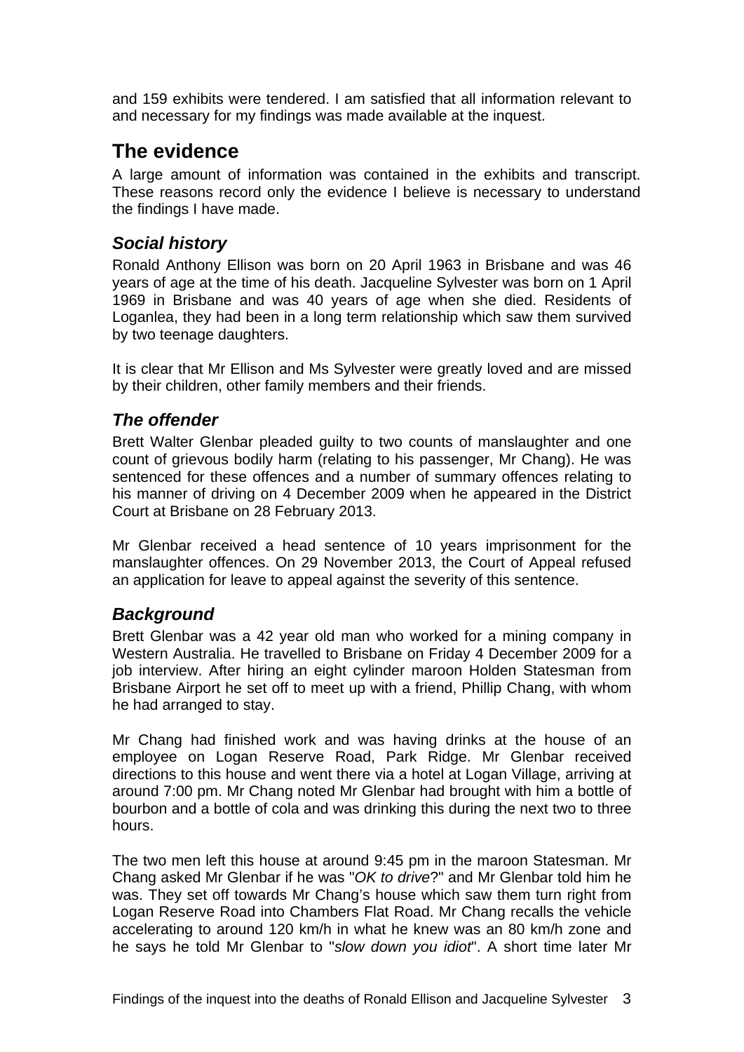and 159 exhibits were tendered. I am satisfied that all information relevant to and necessary for my findings was made available at the inquest.

# The evidence

A large amount of information was contained in the exhibits and transcript. These reasons record only the evidence I believe is necessary to understand the findings I have made.

## *Social history*

Ronald Anthony Ellison was born on 20 April 1963 in Brisbane and was 46 years of age at the time of his death. Jacqueline Sylvester was born on 1 April 1969 in Brisbane and was 40 years of age when she died. Residents of Loganlea, they had been in a long term relationship which saw them survived by two teenage daughters.

It is clear that Mr Ellison and Ms Sylvester were greatly loved and are missed by their children, other family members and their friends.

## *The offender*

Brett Walter Glenbar pleaded guilty to two counts of manslaughter and one count of grievous bodily harm (relating to his passenger, Mr Chang). He was sentenced for these offences and a number of summary offences relating to his manner of driving on 4 December 2009 when he appeared in the District Court at Brisbane on 28 February 2013.

Mr Glenbar received a head sentence of 10 years imprisonment for the manslaughter offences. On 29 November 2013, the Court of Appeal refused an application for leave to appeal against the severity of this sentence.

## *Background*

Brett Glenbar was a 42 year old man who worked for a mining company in Western Australia. He travelled to Brisbane on Friday 4 December 2009 for a job interview. After hiring an eight cylinder maroon Holden Statesman from Brisbane Airport he set off to meet up with a friend, Phillip Chang, with whom he had arranged to stay.

Mr Chang had finished work and was having drinks at the house of an employee on Logan Reserve Road, Park Ridge. Mr Glenbar received directions to this house and went there via a hotel at Logan Village, arriving at around 7:00 pm. Mr Chang noted Mr Glenbar had brought with him a bottle of bourbon and a bottle of cola and was drinking this during the next two to three hours.

The two men left this house at around 9:45 pm in the maroon Statesman. Mr Chang asked Mr Glenbar if he was "*OK to drive*?" and Mr Glenbar told him he was. They set off towards Mr Chang's house which saw them turn right from Logan Reserve Road into Chambers Flat Road. Mr Chang recalls the vehicle accelerating to around 120 km/h in what he knew was an 80 km/h zone and he says he told Mr Glenbar to "*slow down you idiot*". A short time later Mr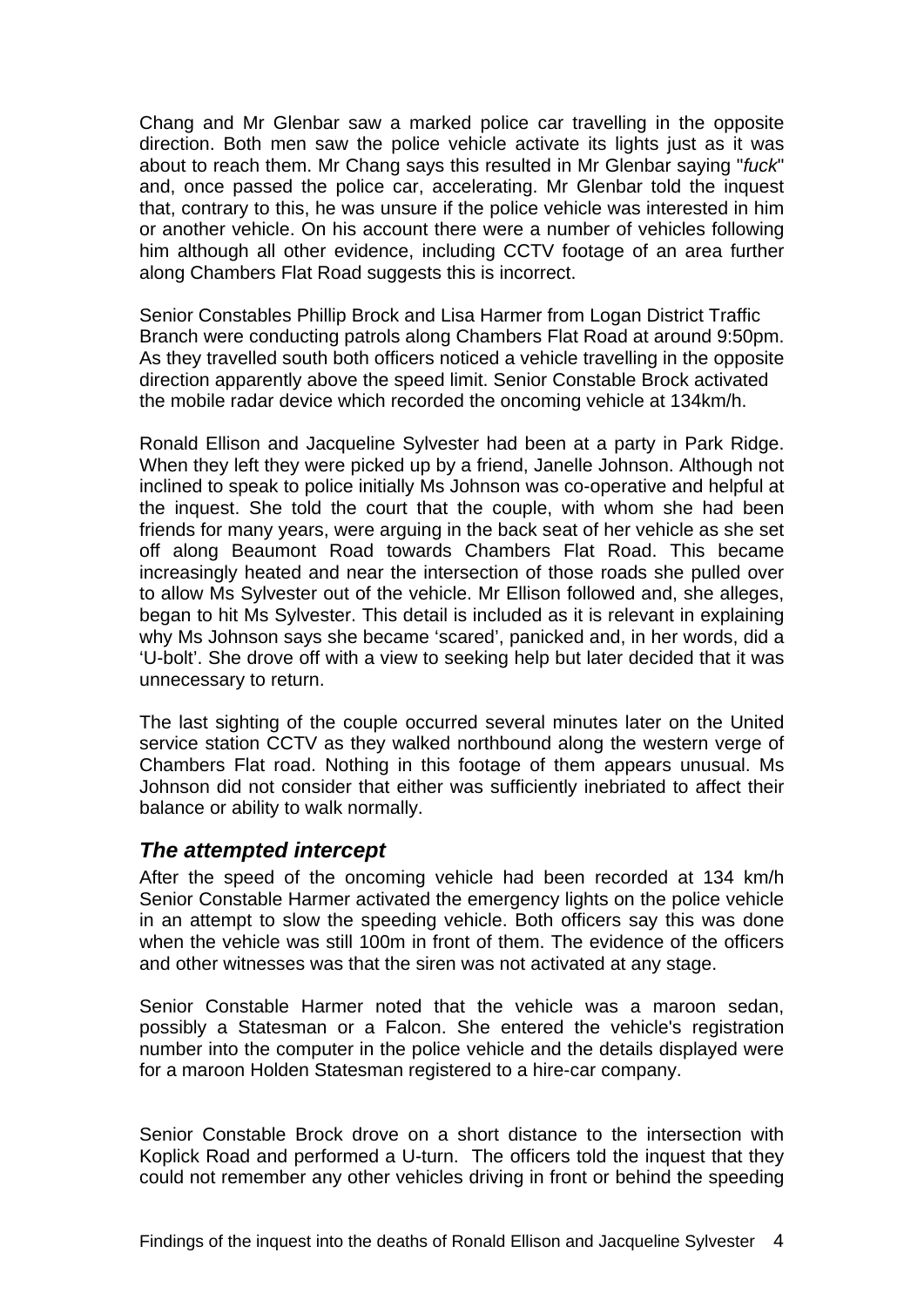Chang and Mr Glenbar saw a marked police car travelling in the opposite direction. Both men saw the police vehicle activate its lights just as it was about to reach them. Mr Chang says this resulted in Mr Glenbar saying "*fuck*" and, once passed the police car, accelerating. Mr Glenbar told the inquest that, contrary to this, he was unsure if the police vehicle was interested in him or another vehicle. On his account there were a number of vehicles following him although all other evidence, including CCTV footage of an area further along Chambers Flat Road suggests this is incorrect.

Senior Constables Phillip Brock and Lisa Harmer from Logan District Traffic Branch were conducting patrols along Chambers Flat Road at around 9:50pm. As they travelled south both officers noticed a vehicle travelling in the opposite direction apparently above the speed limit. Senior Constable Brock activated the mobile radar device which recorded the oncoming vehicle at 134km/h.

Ronald Ellison and Jacqueline Sylvester had been at a party in Park Ridge. When they left they were picked up by a friend, Janelle Johnson. Although not inclined to speak to police initially Ms Johnson was co-operative and helpful at the inquest. She told the court that the couple, with whom she had been friends for many years, were arguing in the back seat of her vehicle as she set off along Beaumont Road towards Chambers Flat Road. This became increasingly heated and near the intersection of those roads she pulled over to allow Ms Sylvester out of the vehicle. Mr Ellison followed and, she alleges, began to hit Ms Sylvester. This detail is included as it is relevant in explaining why Ms Johnson says she became 'scared', panicked and, in her words, did a 'U-bolt'. She drove off with a view to seeking help but later decided that it was unnecessary to return.

The last sighting of the couple occurred several minutes later on the United service station CCTV as they walked northbound along the western verge of Chambers Flat road. Nothing in this footage of them appears unusual. Ms Johnson did not consider that either was sufficiently inebriated to affect their balance or ability to walk normally.

## *The attempted intercept*

After the speed of the oncoming vehicle had been recorded at 134 km/h Senior Constable Harmer activated the emergency lights on the police vehicle in an attempt to slow the speeding vehicle. Both officers say this was done when the vehicle was still 100m in front of them. The evidence of the officers and other witnesses was that the siren was not activated at any stage.

Senior Constable Harmer noted that the vehicle was a maroon sedan, possibly a Statesman or a Falcon. She entered the vehicle's registration number into the computer in the police vehicle and the details displayed were for a maroon Holden Statesman registered to a hire-car company.

Senior Constable Brock drove on a short distance to the intersection with Koplick Road and performed a U-turn. The officers told the inquest that they could not remember any other vehicles driving in front or behind the speeding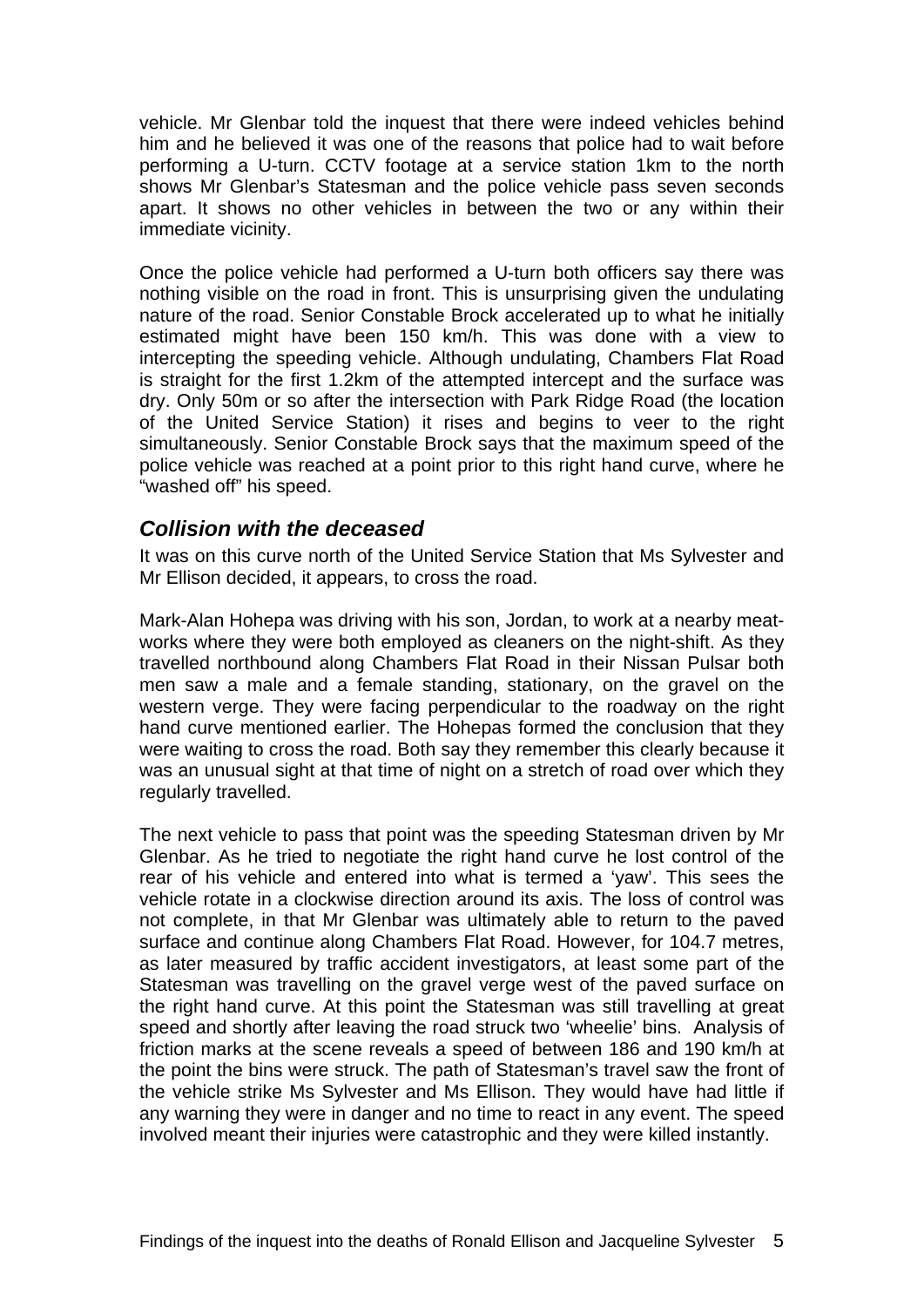vehicle. Mr Glenbar told the inquest that there were indeed vehicles behind him and he believed it was one of the reasons that police had to wait before performing a U-turn. CCTV footage at a service station 1km to the north shows Mr Glenbar's Statesman and the police vehicle pass seven seconds apart. It shows no other vehicles in between the two or any within their immediate vicinity.

Once the police vehicle had performed a U-turn both officers say there was nothing visible on the road in front. This is unsurprising given the undulating nature of the road. Senior Constable Brock accelerated up to what he initially estimated might have been 150 km/h. This was done with a view to intercepting the speeding vehicle. Although undulating, Chambers Flat Road is straight for the first 1.2km of the attempted intercept and the surface was dry. Only 50m or so after the intersection with Park Ridge Road (the location of the United Service Station) it rises and begins to veer to the right simultaneously. Senior Constable Brock says that the maximum speed of the police vehicle was reached at a point prior to this right hand curve, where he "washed off" his speed.

## *Collision with the deceased*

It was on this curve north of the United Service Station that Ms Sylvester and Mr Ellison decided, it appears, to cross the road.

Mark-Alan Hohepa was driving with his son, Jordan, to work at a nearby meat-works where they were both employed as cleaners on the night-shift. As they travelled northbound along Chambers Flat Road in their Nissan Pulsar both men saw a male and a female standing, stationary, on the gravel on the western verge. They were facing perpendicular to the roadway on the right hand curve mentioned earlier. The Hohepas formed the conclusion that they were waiting to cross the road. Both say they remember this clearly because it was an unusual sight at that time of night on a stretch of road over which they regularly travelled.

The next vehicle to pass that point was the speeding Statesman driven by Mr Glenbar. As he tried to negotiate the right hand curve he lost control of the rear of his vehicle and entered into what is termed a 'yaw'. This sees the vehicle rotate in a clockwise direction around its axis. The loss of control was not complete, in that Mr Glenbar was ultimately able to return to the paved surface and continue along Chambers Flat Road. However, for 104.7 metres, as later measured by traffic accident investigators, at least some part of the Statesman was travelling on the gravel verge west of the paved surface on the right hand curve. At this point the Statesman was still travelling at great speed and shortly after leaving the road struck two 'wheelie' bins. Analysis of friction marks at the scene reveals a speed of between 186 and 190 km/h at the point the bins were struck. The path of Statesman's travel saw the front of the vehicle strike Ms Sylvester and Ms Ellison. They would have had little if any warning they were in danger and no time to react in any event. The speed involved meant their injuries were catastrophic and they were killed instantly.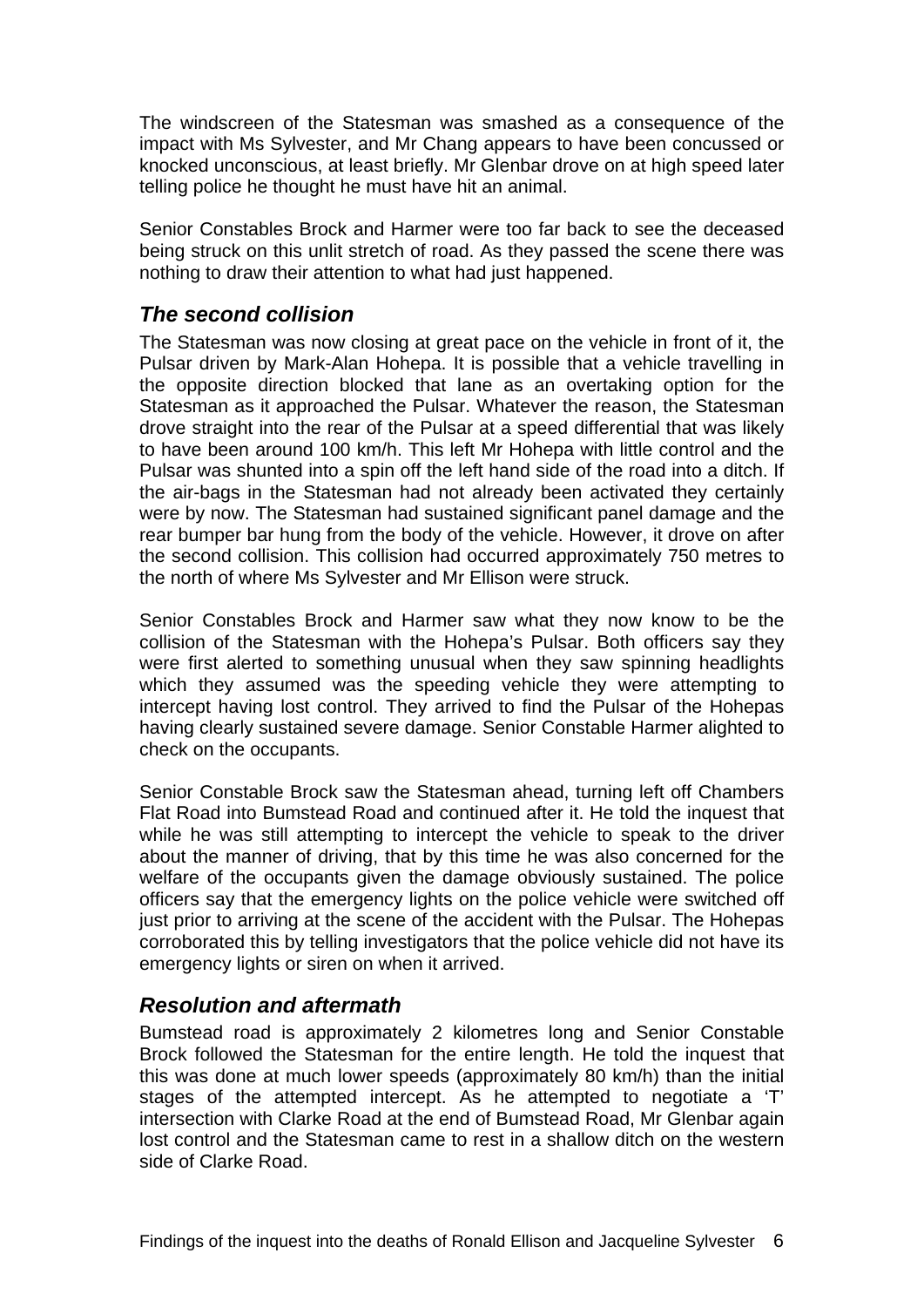The windscreen of the Statesman was smashed as a consequence of the impact with Ms Sylvester, and Mr Chang appears to have been concussed or knocked unconscious, at least briefly. Mr Glenbar drove on at high speed later telling police he thought he must have hit an animal.

Senior Constables Brock and Harmer were too far back to see the deceased being struck on this unlit stretch of road. As they passed the scene there was nothing to draw their attention to what had just happened.

## *The second collision*

The Statesman was now closing at great pace on the vehicle in front of it, the Pulsar driven by Mark-Alan Hohepa. It is possible that a vehicle travelling in the opposite direction blocked that lane as an overtaking option for the Statesman as it approached the Pulsar. Whatever the reason, the Statesman drove straight into the rear of the Pulsar at a speed differential that was likely to have been around 100 km/h. This left Mr Hohepa with little control and the Pulsar was shunted into a spin off the left hand side of the road into a ditch. If the air-bags in the Statesman had not already been activated they certainly were by now. The Statesman had sustained significant panel damage and the rear bumper bar hung from the body of the vehicle. However, it drove on after the second collision. This collision had occurred approximately 750 metres to the north of where Ms Sylvester and Mr Ellison were struck.

Senior Constables Brock and Harmer saw what they now know to be the collision of the Statesman with the Hohepa's Pulsar. Both officers say they were first alerted to something unusual when they saw spinning headlights which they assumed was the speeding vehicle they were attempting to intercept having lost control. They arrived to find the Pulsar of the Hohepas having clearly sustained severe damage. Senior Constable Harmer alighted to check on the occupants.

Senior Constable Brock saw the Statesman ahead, turning left off Chambers Flat Road into Bumstead Road and continued after it. He told the inquest that while he was still attempting to intercept the vehicle to speak to the driver about the manner of driving, that by this time he was also concerned for the welfare of the occupants given the damage obviously sustained. The police officers say that the emergency lights on the police vehicle were switched off just prior to arriving at the scene of the accident with the Pulsar. The Hohepas corroborated this by telling investigators that the police vehicle did not have its emergency lights or siren on when it arrived.

## *Resolution and aftermath*

Bumstead road is approximately 2 kilometres long and Senior Constable Brock followed the Statesman for the entire length. He told the inquest that this was done at much lower speeds (approximately 80 km/h) than the initial stages of the attempted intercept. As he attempted to negotiate a 'T' intersection with Clarke Road at the end of Bumstead Road, Mr Glenbar again lost control and the Statesman came to rest in a shallow ditch on the western side of Clarke Road.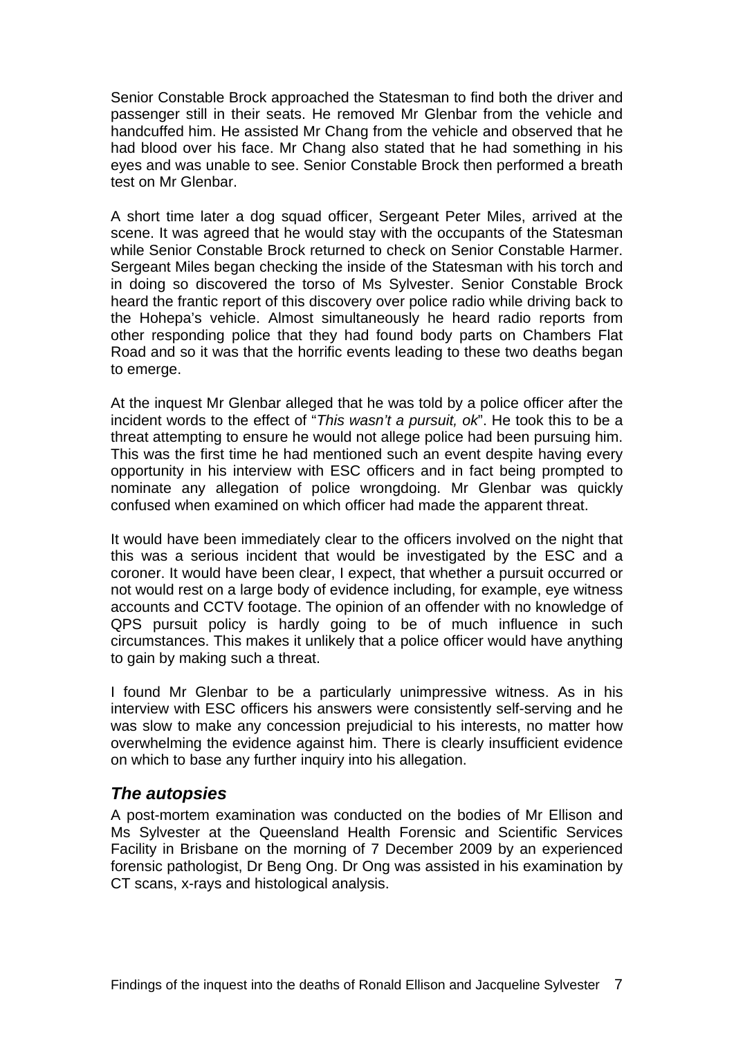Senior Constable Brock approached the Statesman to find both the driver and passenger still in their seats. He removed Mr Glenbar from the vehicle and handcuffed him. He assisted Mr Chang from the vehicle and observed that he had blood over his face. Mr Chang also stated that he had something in his eyes and was unable to see. Senior Constable Brock then performed a breath test on Mr Glenbar.

A short time later a dog squad officer, Sergeant Peter Miles, arrived at the scene. It was agreed that he would stay with the occupants of the Statesman while Senior Constable Brock returned to check on Senior Constable Harmer. Sergeant Miles began checking the inside of the Statesman with his torch and in doing so discovered the torso of Ms Sylvester. Senior Constable Brock heard the frantic report of this discovery over police radio while driving back to the Hohepa's vehicle. Almost simultaneously he heard radio reports from other responding police that they had found body parts on Chambers Flat Road and so it was that the horrific events leading to these two deaths began to emerge.

At the inquest Mr Glenbar alleged that he was told by a police officer after the incident words to the effect of "*This wasn't a pursuit, ok*". He took this to be a threat attempting to ensure he would not allege police had been pursuing him. This was the first time he had mentioned such an event despite having every opportunity in his interview with ESC officers and in fact being prompted to nominate any allegation of police wrongdoing. Mr Glenbar was quickly confused when examined on which officer had made the apparent threat.

It would have been immediately clear to the officers involved on the night that this was a serious incident that would be investigated by the ESC and a coroner. It would have been clear, I expect, that whether a pursuit occurred or not would rest on a large body of evidence including, for example, eye witness accounts and CCTV footage. The opinion of an offender with no knowledge of QPS pursuit policy is hardly going to be of much influence in such circumstances. This makes it unlikely that a police officer would have anything to gain by making such a threat.

I found Mr Glenbar to be a particularly unimpressive witness. As in his interview with ESC officers his answers were consistently self-serving and he was slow to make any concession prejudicial to his interests, no matter how overwhelming the evidence against him. There is clearly insufficient evidence on which to base any further inquiry into his allegation.

### *The autopsies*

A post-mortem examination was conducted on the bodies of Mr Ellison and Ms Sylvester at the Queensland Health Forensic and Scientific Services Facility in Brisbane on the morning of 7 December 2009 by an experienced forensic pathologist, Dr Beng Ong. Dr Ong was assisted in his examination by CT scans, x-rays and histological analysis.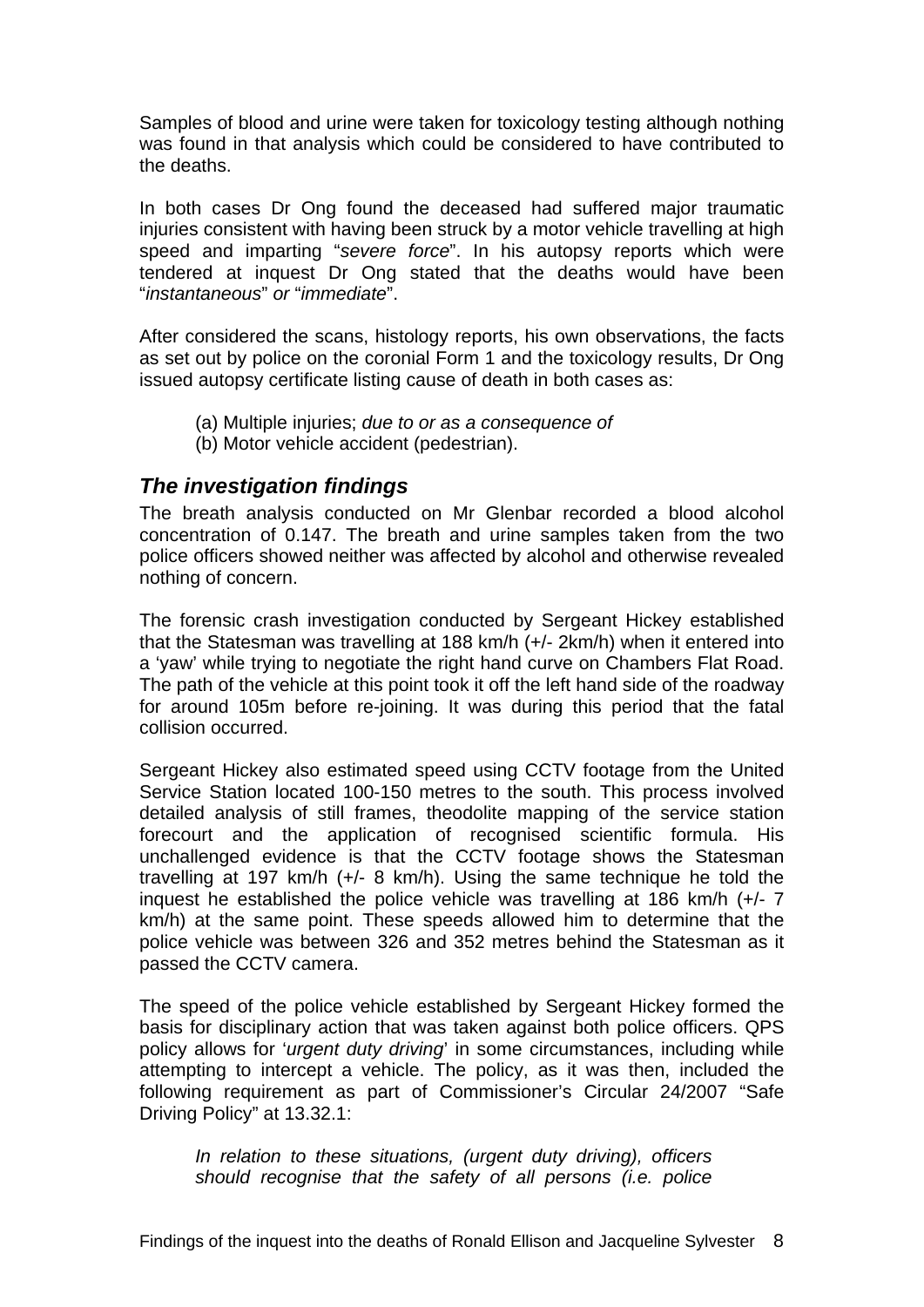Samples of blood and urine were taken for toxicology testing although nothing was found in that analysis which could be considered to have contributed to the deaths.

In both cases Dr Ong found the deceased had suffered major traumatic injuries consistent with having been struck by a motor vehicle travelling at high speed and imparting "*severe force*". In his autopsy reports which were tendered at inquest Dr Ong stated that the deaths would have been "*instantaneous*" *or* "*immediate*".

After considered the scans, histology reports, his own observations, the facts as set out by police on the coronial Form 1 and the toxicology results, Dr Ong issued autopsy certificate listing cause of death in both cases as:

(a) Multiple injuries; *due to or as a consequence of*
(b) Motor vehicle accident (pedestrian).

## *The investigation findings*

The breath analysis conducted on Mr Glenbar recorded a blood alcohol concentration of 0.147. The breath and urine samples taken from the two police officers showed neither was affected by alcohol and otherwise revealed nothing of concern.

The forensic crash investigation conducted by Sergeant Hickey established that the Statesman was travelling at 188 km/h (+/- 2km/h) when it entered into a 'yaw' while trying to negotiate the right hand curve on Chambers Flat Road. The path of the vehicle at this point took it off the left hand side of the roadway for around 105m before re-joining. It was during this period that the fatal collision occurred.

Sergeant Hickey also estimated speed using CCTV footage from the United Service Station located 100-150 metres to the south. This process involved detailed analysis of still frames, theodolite mapping of the service station forecourt and the application of recognised scientific formula. His unchallenged evidence is that the CCTV footage shows the Statesman travelling at 197 km/h (+/- 8 km/h). Using the same technique he told the inquest he established the police vehicle was travelling at 186 km/h (+/- 7 km/h) at the same point. These speeds allowed him to determine that the police vehicle was between 326 and 352 metres behind the Statesman as it passed the CCTV camera.

The speed of the police vehicle established by Sergeant Hickey formed the basis for disciplinary action that was taken against both police officers. QPS policy allows for '*urgent duty driving*' in some circumstances, including while attempting to intercept a vehicle. The policy, as it was then, included the following requirement as part of Commissioner's Circular 24/2007 "Safe Driving Policy" at 13.32.1:

> *In relation to these situations, (urgent duty driving), officers should recognise that the safety of all persons (i.e. police*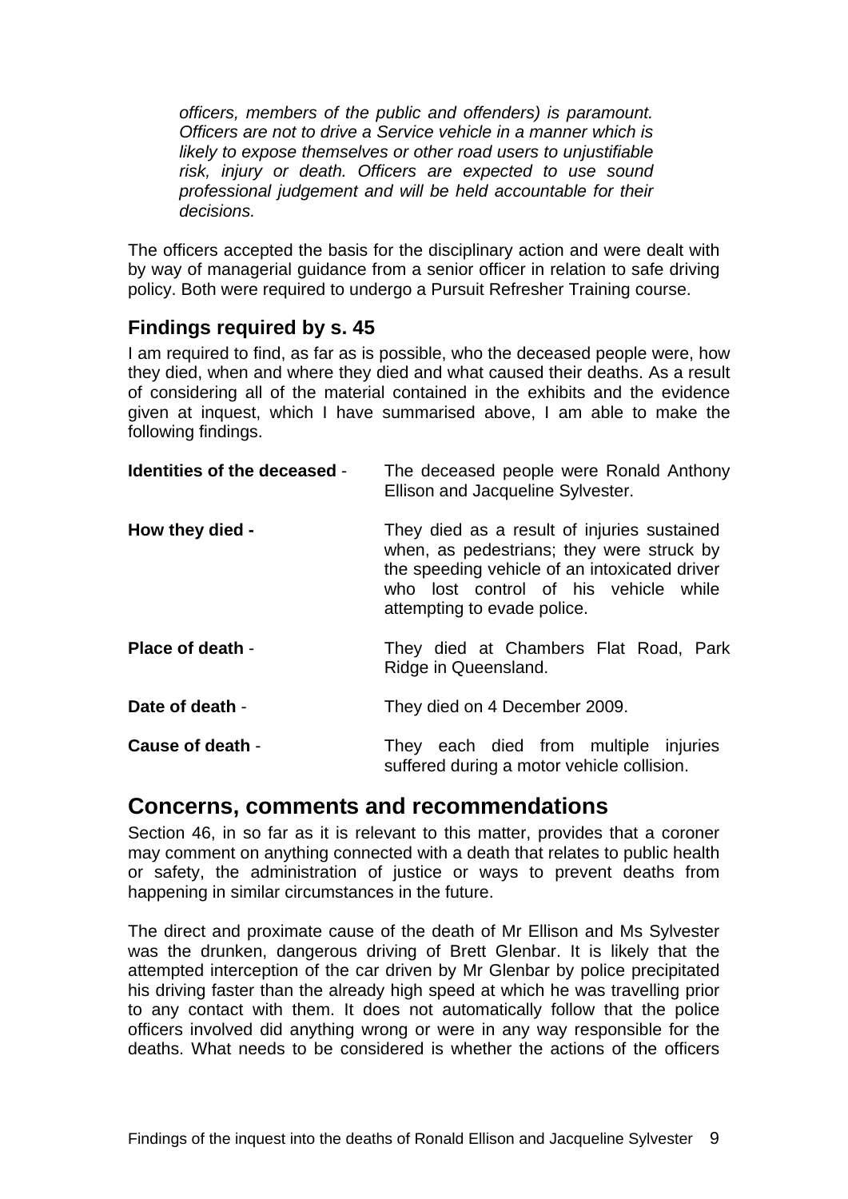*officers, members of the public and offenders) is paramount. Officers are not to drive a Service vehicle in a manner which is likely to expose themselves or other road users to unjustifiable risk, injury or death. Officers are expected to use sound professional judgement and will be held accountable for their decisions.*

The officers accepted the basis for the disciplinary action and were dealt with by way of managerial guidance from a senior officer in relation to safe driving policy. Both were required to undergo a Pursuit Refresher Training course.

### Findings required by s. 45

I am required to find, as far as is possible, who the deceased people were, how they died, when and where they died and what caused their deaths. As a result of considering all of the material contained in the exhibits and the evidence given at inquest, which I have summarised above, I am able to make the following findings.

**Identities of the deceased** - The deceased people were Ronald Anthony Ellison and Jacqueline Sylvester.

**How they died -** They died as a result of injuries sustained when, as pedestrians; they were struck by the speeding vehicle of an intoxicated driver who lost control of his vehicle while attempting to evade police.

**Place of death** - They died at Chambers Flat Road, Park Ridge in Queensland.

**Date of death** - They died on 4 December 2009.

**Cause of death** - They each died from multiple injuries suffered during a motor vehicle collision.

## Concerns, comments and recommendations

Section 46, in so far as it is relevant to this matter, provides that a coroner may comment on anything connected with a death that relates to public health or safety, the administration of justice or ways to prevent deaths from happening in similar circumstances in the future.

The direct and proximate cause of the death of Mr Ellison and Ms Sylvester was the drunken, dangerous driving of Brett Glenbar. It is likely that the attempted interception of the car driven by Mr Glenbar by police precipitated his driving faster than the already high speed at which he was travelling prior to any contact with them. It does not automatically follow that the police officers involved did anything wrong or were in any way responsible for the deaths. What needs to be considered is whether the actions of the officers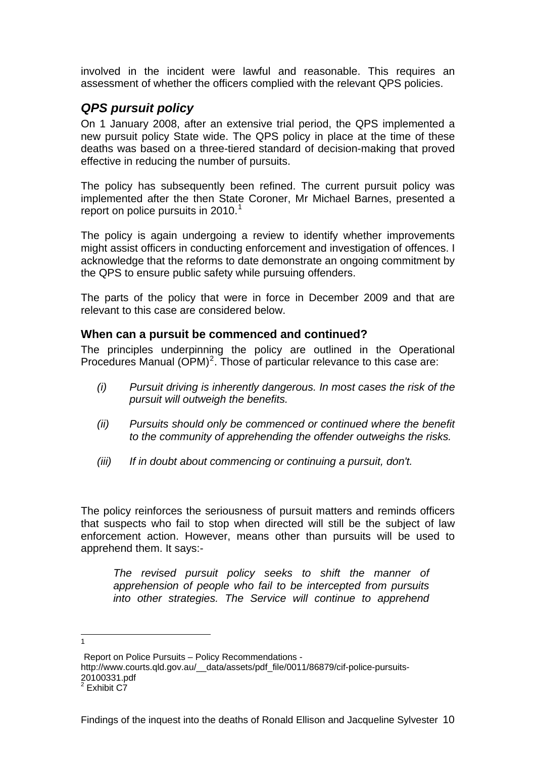involved in the incident were lawful and reasonable. This requires an assessment of whether the officers complied with the relevant QPS policies.

## *QPS pursuit policy*

On 1 January 2008, after an extensive trial period, the QPS implemented a new pursuit policy State wide. The QPS policy in place at the time of these deaths was based on a three-tiered standard of decision-making that proved effective in reducing the number of pursuits.

The policy has subsequently been refined. The current pursuit policy was implemented after the then State Coroner, Mr Michael Barnes, presented a report on police pursuits in 2010.[1]

The policy is again undergoing a review to identify whether improvements might assist officers in conducting enforcement and investigation of offences. I acknowledge that the reforms to date demonstrate an ongoing commitment by the QPS to ensure public safety while pursuing offenders.

The parts of the policy that were in force in December 2009 and that are relevant to this case are considered below.

### When can a pursuit be commenced and continued?

The principles underpinning the policy are outlined in the Operational Procedures Manual (OPM)[2]. Those of particular relevance to this case are:

*(i) Pursuit driving is inherently dangerous. In most cases the risk of the pursuit will outweigh the benefits.*

*(ii) Pursuits should only be commenced or continued where the benefit to the community of apprehending the offender outweighs the risks.*

*(iii) If in doubt about commencing or continuing a pursuit, don't.*

The policy reinforces the seriousness of pursuit matters and reminds officers that suspects who fail to stop when directed will still be the subject of law enforcement action. However, means other than pursuits will be used to apprehend them. It says:-

> *The revised pursuit policy seeks to shift the manner of apprehension of people who fail to be intercepted from pursuits into other strategies. The Service will continue to apprehend*

---

[1] Report on Police Pursuits – Policy Recommendations - http://www.courts.qld.gov.au/__data/assets/pdf_file/0011/86879/cif-police-pursuits-20100331.pdf

[2] Exhibit C7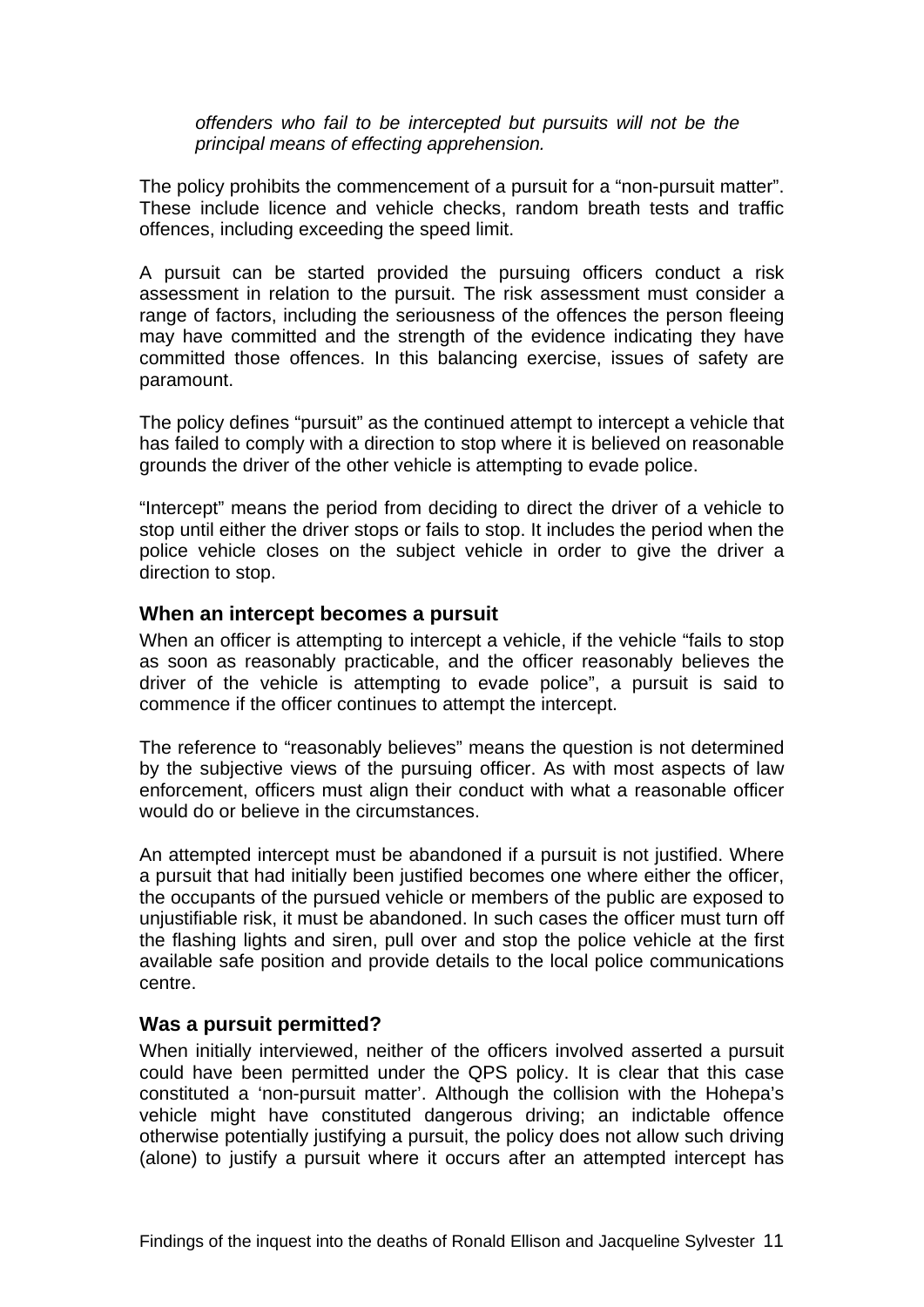*offenders who fail to be intercepted but pursuits will not be the principal means of effecting apprehension.*

The policy prohibits the commencement of a pursuit for a "non-pursuit matter". These include licence and vehicle checks, random breath tests and traffic offences, including exceeding the speed limit.

A pursuit can be started provided the pursuing officers conduct a risk assessment in relation to the pursuit. The risk assessment must consider a range of factors, including the seriousness of the offences the person fleeing may have committed and the strength of the evidence indicating they have committed those offences. In this balancing exercise, issues of safety are paramount.

The policy defines "pursuit" as the continued attempt to intercept a vehicle that has failed to comply with a direction to stop where it is believed on reasonable grounds the driver of the other vehicle is attempting to evade police.

"Intercept" means the period from deciding to direct the driver of a vehicle to stop until either the driver stops or fails to stop. It includes the period when the police vehicle closes on the subject vehicle in order to give the driver a direction to stop.

### When an intercept becomes a pursuit

When an officer is attempting to intercept a vehicle, if the vehicle "fails to stop as soon as reasonably practicable, and the officer reasonably believes the driver of the vehicle is attempting to evade police", a pursuit is said to commence if the officer continues to attempt the intercept.

The reference to "reasonably believes" means the question is not determined by the subjective views of the pursuing officer. As with most aspects of law enforcement, officers must align their conduct with what a reasonable officer would do or believe in the circumstances.

An attempted intercept must be abandoned if a pursuit is not justified. Where a pursuit that had initially been justified becomes one where either the officer, the occupants of the pursued vehicle or members of the public are exposed to unjustifiable risk, it must be abandoned. In such cases the officer must turn off the flashing lights and siren, pull over and stop the police vehicle at the first available safe position and provide details to the local police communications centre.

### Was a pursuit permitted?

When initially interviewed, neither of the officers involved asserted a pursuit could have been permitted under the QPS policy. It is clear that this case constituted a 'non-pursuit matter'. Although the collision with the Hohepa's vehicle might have constituted dangerous driving; an indictable offence otherwise potentially justifying a pursuit, the policy does not allow such driving (alone) to justify a pursuit where it occurs after an attempted intercept has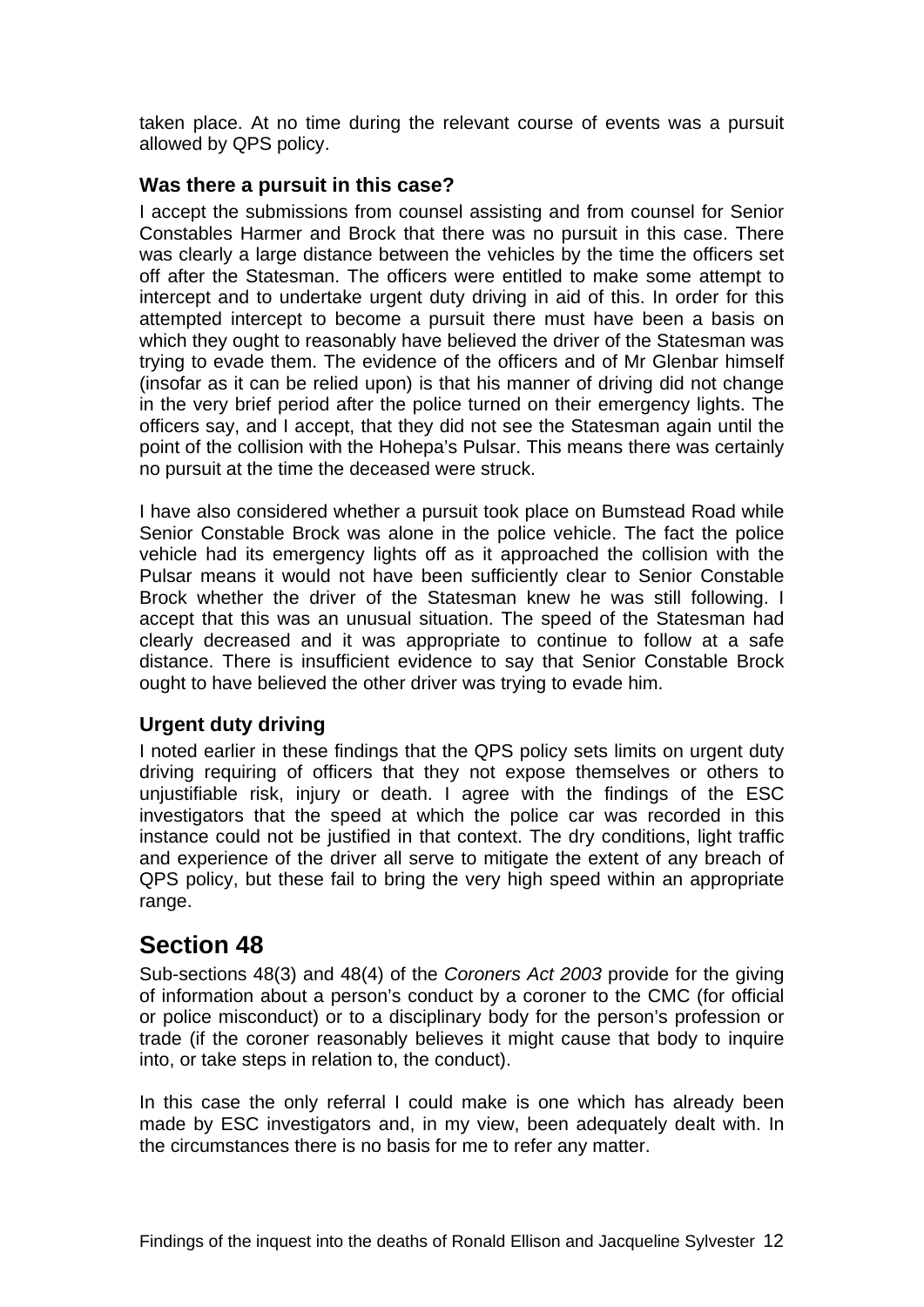taken place. At no time during the relevant course of events was a pursuit allowed by QPS policy.

### Was there a pursuit in this case?

I accept the submissions from counsel assisting and from counsel for Senior Constables Harmer and Brock that there was no pursuit in this case. There was clearly a large distance between the vehicles by the time the officers set off after the Statesman. The officers were entitled to make some attempt to intercept and to undertake urgent duty driving in aid of this. In order for this attempted intercept to become a pursuit there must have been a basis on which they ought to reasonably have believed the driver of the Statesman was trying to evade them. The evidence of the officers and of Mr Glenbar himself (insofar as it can be relied upon) is that his manner of driving did not change in the very brief period after the police turned on their emergency lights. The officers say, and I accept, that they did not see the Statesman again until the point of the collision with the Hohepa's Pulsar. This means there was certainly no pursuit at the time the deceased were struck.

I have also considered whether a pursuit took place on Bumstead Road while Senior Constable Brock was alone in the police vehicle. The fact the police vehicle had its emergency lights off as it approached the collision with the Pulsar means it would not have been sufficiently clear to Senior Constable Brock whether the driver of the Statesman knew he was still following. I accept that this was an unusual situation. The speed of the Statesman had clearly decreased and it was appropriate to continue to follow at a safe distance. There is insufficient evidence to say that Senior Constable Brock ought to have believed the other driver was trying to evade him.

### Urgent duty driving

I noted earlier in these findings that the QPS policy sets limits on urgent duty driving requiring of officers that they not expose themselves or others to unjustifiable risk, injury or death. I agree with the findings of the ESC investigators that the speed at which the police car was recorded in this instance could not be justified in that context. The dry conditions, light traffic and experience of the driver all serve to mitigate the extent of any breach of QPS policy, but these fail to bring the very high speed within an appropriate range.

## Section 48

Sub-sections 48(3) and 48(4) of the *Coroners Act 2003* provide for the giving of information about a person's conduct by a coroner to the CMC (for official or police misconduct) or to a disciplinary body for the person's profession or trade (if the coroner reasonably believes it might cause that body to inquire into, or take steps in relation to, the conduct).

In this case the only referral I could make is one which has already been made by ESC investigators and, in my view, been adequately dealt with. In the circumstances there is no basis for me to refer any matter.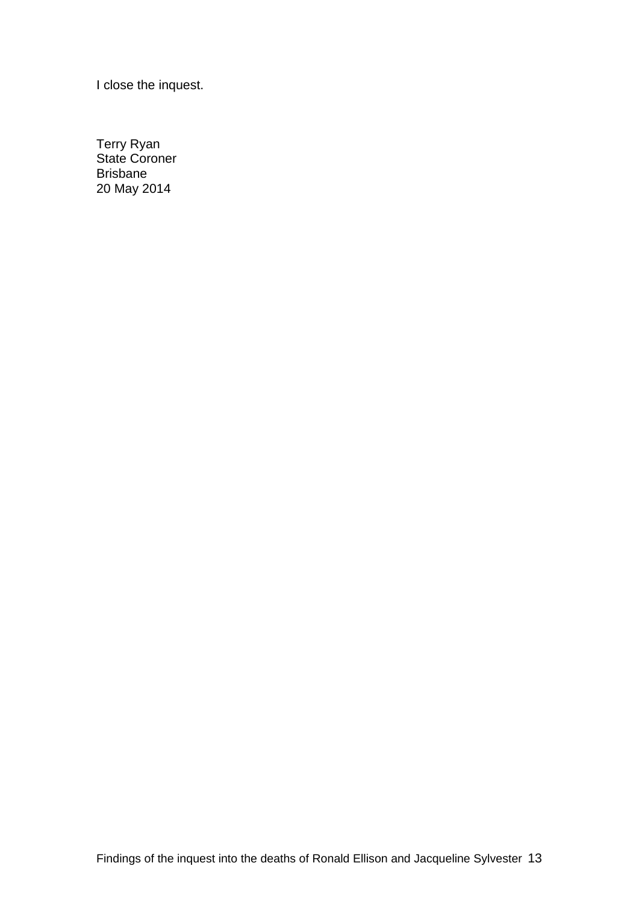I close the inquest.

Terry Ryan
State Coroner
Brisbane
20 May 2014